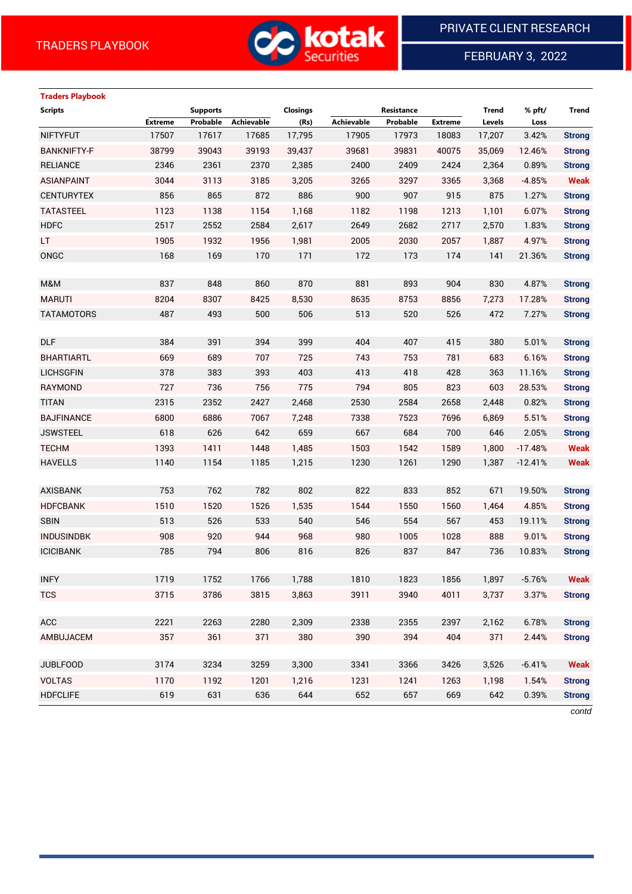TRADERS PLAYBOOK

PRIVATE CLIENT RESEARCH

FEBRUARY 3, 2022

**Traders Playbook**

| Scripts | Supports | | | Closings | Resistance | | | Trend | % pft/ | Trend |
|---|---|---|---|---|---|---|---|---|---|---|
| | Extreme | Probable | Achievable | (Rs) | Achievable | Probable | Extreme | Levels | Loss | |
| NIFTYFUT | 17507 | 17617 | 17685 | 17,795 | 17905 | 17973 | 18083 | 17,207 | 3.42% | Strong |
| BANKNIFTY-F | 38799 | 39043 | 39193 | 39,437 | 39681 | 39831 | 40075 | 35,069 | 12.46% | Strong |
| RELIANCE | 2346 | 2361 | 2370 | 2,385 | 2400 | 2409 | 2424 | 2,364 | 0.89% | Strong |
| ASIANPAINT | 3044 | 3113 | 3185 | 3,205 | 3265 | 3297 | 3365 | 3,368 | -4.85% | Weak |
| CENTURYTEX | 856 | 865 | 872 | 886 | 900 | 907 | 915 | 875 | 1.27% | Strong |
| TATASTEEL | 1123 | 1138 | 1154 | 1,168 | 1182 | 1198 | 1213 | 1,101 | 6.07% | Strong |
| HDFC | 2517 | 2552 | 2584 | 2,617 | 2649 | 2682 | 2717 | 2,570 | 1.83% | Strong |
| LT | 1905 | 1932 | 1956 | 1,981 | 2005 | 2030 | 2057 | 1,887 | 4.97% | Strong |
| ONGC | 168 | 169 | 170 | 171 | 172 | 173 | 174 | 141 | 21.36% | Strong |
| | | | | | | | | | | |
| M&M | 837 | 848 | 860 | 870 | 881 | 893 | 904 | 830 | 4.87% | Strong |
| MARUTI | 8204 | 8307 | 8425 | 8,530 | 8635 | 8753 | 8856 | 7,273 | 17.28% | Strong |
| TATAMOTORS | 487 | 493 | 500 | 506 | 513 | 520 | 526 | 472 | 7.27% | Strong |
| | | | | | | | | | | |
| DLF | 384 | 391 | 394 | 399 | 404 | 407 | 415 | 380 | 5.01% | Strong |
| BHARTIARTL | 669 | 689 | 707 | 725 | 743 | 753 | 781 | 683 | 6.16% | Strong |
| LICHSGFIN | 378 | 383 | 393 | 403 | 413 | 418 | 428 | 363 | 11.16% | Strong |
| RAYMOND | 727 | 736 | 756 | 775 | 794 | 805 | 823 | 603 | 28.53% | Strong |
| TITAN | 2315 | 2352 | 2427 | 2,468 | 2530 | 2584 | 2658 | 2,448 | 0.82% | Strong |
| BAJFINANCE | 6800 | 6886 | 7067 | 7,248 | 7338 | 7523 | 7696 | 6,869 | 5.51% | Strong |
| JSWSTEEL | 618 | 626 | 642 | 659 | 667 | 684 | 700 | 646 | 2.05% | Strong |
| TECHM | 1393 | 1411 | 1448 | 1,485 | 1503 | 1542 | 1589 | 1,800 | -17.48% | Weak |
| HAVELLS | 1140 | 1154 | 1185 | 1,215 | 1230 | 1261 | 1290 | 1,387 | -12.41% | Weak |
| | | | | | | | | | | |
| AXISBANK | 753 | 762 | 782 | 802 | 822 | 833 | 852 | 671 | 19.50% | Strong |
| HDFCBANK | 1510 | 1520 | 1526 | 1,535 | 1544 | 1550 | 1560 | 1,464 | 4.85% | Strong |
| SBIN | 513 | 526 | 533 | 540 | 546 | 554 | 567 | 453 | 19.11% | Strong |
| INDUSINDBK | 908 | 920 | 944 | 968 | 980 | 1005 | 1028 | 888 | 9.01% | Strong |
| ICICIBANK | 785 | 794 | 806 | 816 | 826 | 837 | 847 | 736 | 10.83% | Strong |
| | | | | | | | | | | |
| INFY | 1719 | 1752 | 1766 | 1,788 | 1810 | 1823 | 1856 | 1,897 | -5.76% | Weak |
| TCS | 3715 | 3786 | 3815 | 3,863 | 3911 | 3940 | 4011 | 3,737 | 3.37% | Strong |
| | | | | | | | | | | |
| ACC | 2221 | 2263 | 2280 | 2,309 | 2338 | 2355 | 2397 | 2,162 | 6.78% | Strong |
| AMBUJACEM | 357 | 361 | 371 | 380 | 390 | 394 | 404 | 371 | 2.44% | Strong |
| | | | | | | | | | | |
| JUBLFOOD | 3174 | 3234 | 3259 | 3,300 | 3341 | 3366 | 3426 | 3,526 | -6.41% | Weak |
| VOLTAS | 1170 | 1192 | 1201 | 1,216 | 1231 | 1241 | 1263 | 1,198 | 1.54% | Strong |
| HDFCLIFE | 619 | 631 | 636 | 644 | 652 | 657 | 669 | 642 | 0.39% | Strong |

*contd*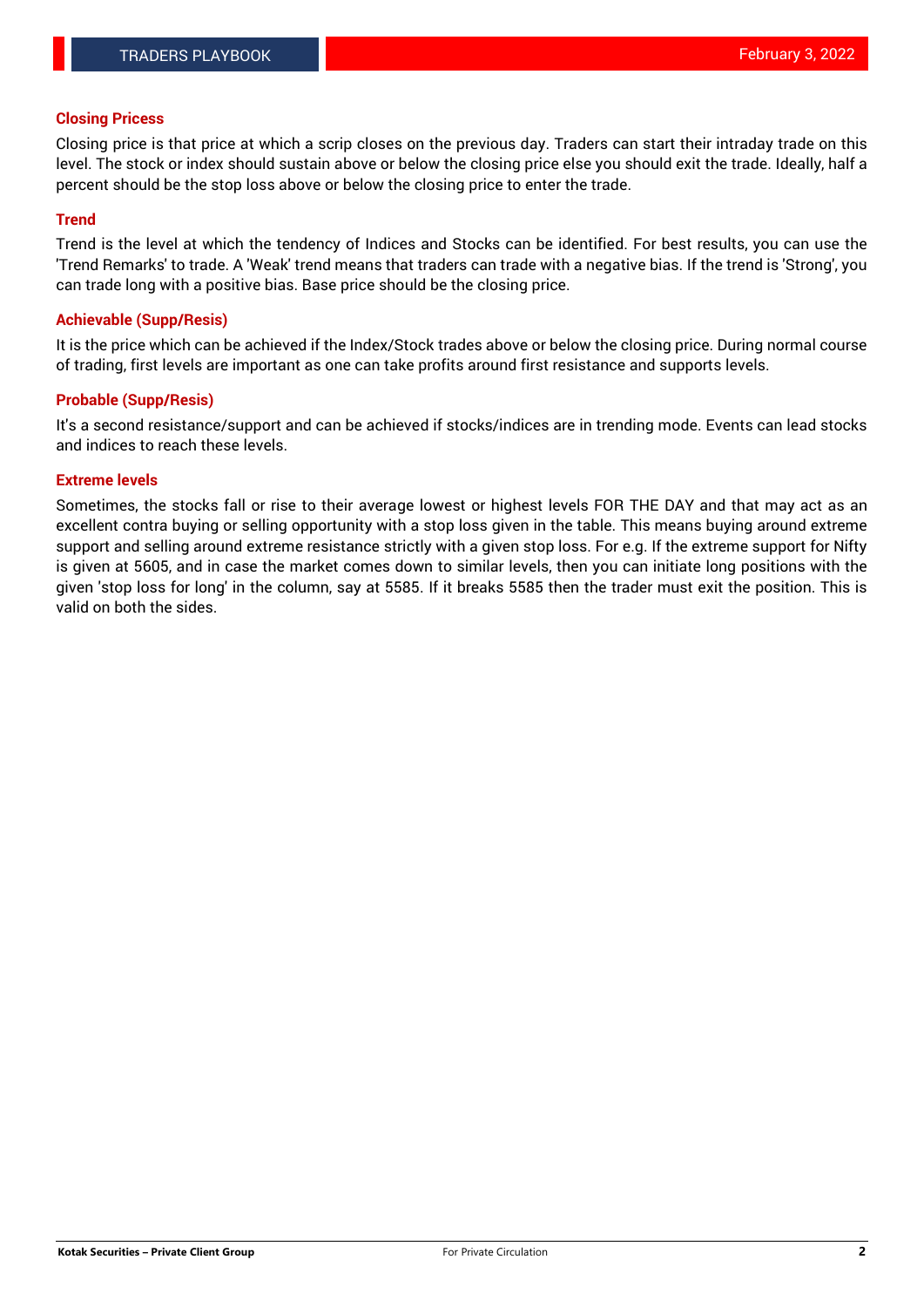## Closing Pricess

Closing price is that price at which a scrip closes on the previous day. Traders can start their intraday trade on this level. The stock or index should sustain above or below the closing price else you should exit the trade. Ideally, half a percent should be the stop loss above or below the closing price to enter the trade.

## Trend

Trend is the level at which the tendency of Indices and Stocks can be identified. For best results, you can use the 'Trend Remarks' to trade. A 'Weak' trend means that traders can trade with a negative bias. If the trend is 'Strong', you can trade long with a positive bias. Base price should be the closing price.

## Achievable (Supp/Resis)

It is the price which can be achieved if the Index/Stock trades above or below the closing price. During normal course of trading, first levels are important as one can take profits around first resistance and supports levels.

## Probable (Supp/Resis)

It's a second resistance/support and can be achieved if stocks/indices are in trending mode. Events can lead stocks and indices to reach these levels.

## Extreme levels

Sometimes, the stocks fall or rise to their average lowest or highest levels FOR THE DAY and that may act as an excellent contra buying or selling opportunity with a stop loss given in the table. This means buying around extreme support and selling around extreme resistance strictly with a given stop loss. For e.g. If the extreme support for Nifty is given at 5605, and in case the market comes down to similar levels, then you can initiate long positions with the given 'stop loss for long' in the column, say at 5585. If it breaks 5585 then the trader must exit the position. This is valid on both the sides.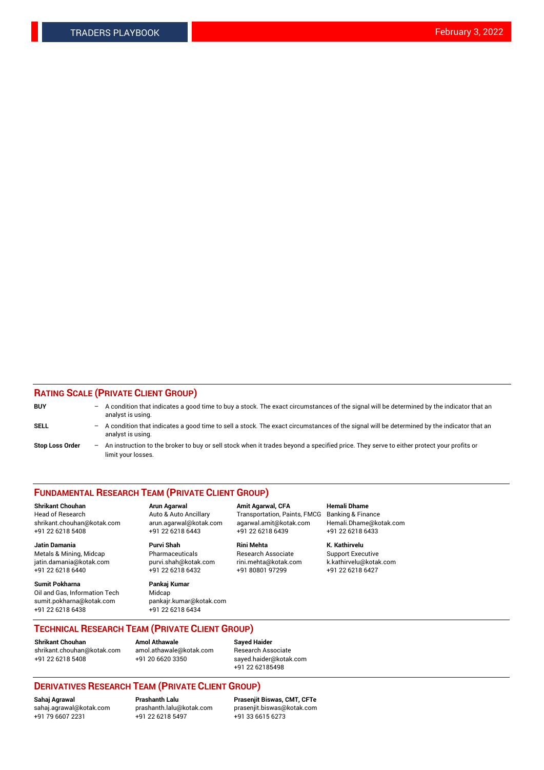## RATING SCALE (PRIVATE CLIENT GROUP)

**BUY** – A condition that indicates a good time to buy a stock. The exact circumstances of the signal will be determined by the indicator that an analyst is using.

**SELL** – A condition that indicates a good time to sell a stock. The exact circumstances of the signal will be determined by the indicator that an analyst is using.

**Stop Loss Order** – An instruction to the broker to buy or sell stock when it trades beyond a specified price. They serve to either protect your profits or limit your losses.

## FUNDAMENTAL RESEARCH TEAM (PRIVATE CLIENT GROUP)

**Shrikant Chouhan**
Head of Research
shrikant.chouhan@kotak.com
+91 22 6218 5408

**Arun Agarwal**
Auto & Auto Ancillary
arun.agarwal@kotak.com
+91 22 6218 6443

**Amit Agarwal, CFA**
Transportation, Paints, FMCG
agarwal.amit@kotak.com
+91 22 6218 6439

**Hemali Dhame**
Banking & Finance
Hemali.Dhame@kotak.com
+91 22 6218 6433

**Jatin Damania**
Metals & Mining, Midcap
jatin.damania@kotak.com
+91 22 6218 6440

**Purvi Shah**
Pharmaceuticals
purvi.shah@kotak.com
+91 22 6218 6432

**Rini Mehta**
Research Associate
rini.mehta@kotak.com
+91 80801 97299

**K. Kathirvelu**
Support Executive
k.kathirvelu@kotak.com
+91 22 6218 6427

**Sumit Pokharna**
Oil and Gas, Information Tech
sumit.pokharna@kotak.com
+91 22 6218 6438

**Pankaj Kumar**
Midcap
pankajr.kumar@kotak.com
+91 22 6218 6434

## TECHNICAL RESEARCH TEAM (PRIVATE CLIENT GROUP)

**Shrikant Chouhan**
shrikant.chouhan@kotak.com
+91 22 6218 5408

**Amol Athawale**
amol.athawale@kotak.com
+91 20 6620 3350

**Sayed Haider**
Research Associate
sayed.haider@kotak.com
+91 22 62185498

## DERIVATIVES RESEARCH TEAM (PRIVATE CLIENT GROUP)

**Sahaj Agrawal**
sahaj.agrawal@kotak.com
+91 79 6607 2231

**Prashanth Lalu**
prashanth.lalu@kotak.com
+91 22 6218 5497

**Prasenjit Biswas, CMT, CFTe**
prasenjit.biswas@kotak.com
+91 33 6615 6273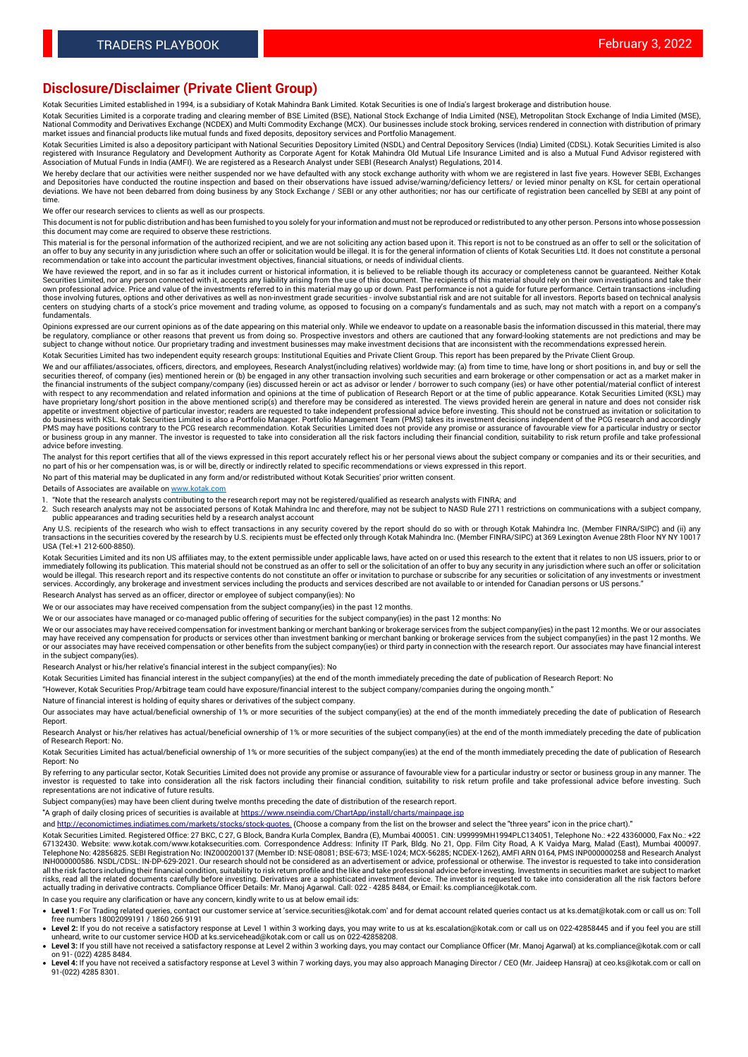## Disclosure/Disclaimer (Private Client Group)

Kotak Securities Limited established in 1994, is a subsidiary of Kotak Mahindra Bank Limited. Kotak Securities is one of India's largest brokerage and distribution house.

Kotak Securities Limited is a corporate trading and clearing member of BSE Limited (BSE), National Stock Exchange of India Limited (NSE), Metropolitan Stock Exchange of India Limited (MSE), National Commodity and Derivatives Exchange (NCDEX) and Multi Commodity Exchange (MCX). Our businesses include stock broking, services rendered in connection with distribution of primary market issues and financial products like mutual funds and fixed deposits, depository services and Portfolio Management.

Kotak Securities Limited is also a depository participant with National Securities Depository Limited (NSDL) and Central Depository Services (India) Limited (CDSL). Kotak Securities Limited is also registered with Insurance Regulatory and Development Authority as Corporate Agent for Kotak Mahindra Old Mutual Life Insurance Limited and is also a Mutual Fund Advisor registered with Association of Mutual Funds in India (AMFI). We are registered as a Research Analyst under SEBI (Research Analyst) Regulations, 2014.

We hereby declare that our activities were neither suspended nor we have defaulted with any stock exchange authority with whom we are registered in last five years. However SEBI, Exchanges and Depositories have conducted the routine inspection and based on their observations have issued advise/warning/deficiency letters/ or levied minor penalty on KSL for certain operational deviations. We have not been debarred from doing business by any Stock Exchange / SEBI or any other authorities; nor has our certificate of registration been cancelled by SEBI at any point of time.

We offer our research services to clients as well as our prospects.

This document is not for public distribution and has been furnished to you solely for your information and must not be reproduced or redistributed to any other person. Persons into whose possession this document may come are required to observe these restrictions.

This material is for the personal information of the authorized recipient, and we are not soliciting any action based upon it. This report is not to be construed as an offer to sell or the solicitation of an offer to buy any security in any jurisdiction where such an offer or solicitation would be illegal. It is for the general information of clients of Kotak Securities Ltd. It does not constitute a personal recommendation or take into account the particular investment objectives, financial situations, or needs of individual clients.

We have reviewed the report, and in so far as it includes current or historical information, it is believed to be reliable though its accuracy or completeness cannot be guaranteed. Neither Kotak Securities Limited, nor any person connected with it, accepts any liability arising from the use of this document. The recipients of this material should rely on their own investigations and take their own professional advice. Price and value of the investments referred to in this material may go up or down. Past performance is not a guide for future performance. Certain transactions -including those involving futures, options and other derivatives as well as non-investment grade securities - involve substantial risk and are not suitable for all investors. Reports based on technical analysis centers on studying charts of a stock's price movement and trading volume, as opposed to focusing on a company's fundamentals and as such, may not match with a report on a company's fundamentals.

Opinions expressed are our current opinions as of the date appearing on this material only. While we endeavor to update on a reasonable basis the information discussed in this material, there may be regulatory, compliance or other reasons that prevent us from doing so. Prospective investors and others are cautioned that any forward-looking statements are not predictions and may be subject to change without notice. Our proprietary trading and investment businesses may make investment decisions that are inconsistent with the recommendations expressed herein.

Kotak Securities Limited has two independent equity research groups: Institutional Equities and Private Client Group. This report has been prepared by the Private Client Group.

We and our affiliates/associates, officers, directors, and employees, Research Analyst(including relatives) worldwide may: (a) from time to time, have long or short positions in, and buy or sell the securities thereof, of company (ies) mentioned herein or (b) be engaged in any other transaction involving such securities and earn brokerage or other compensation or act as a market maker in the financial instruments of the subject company/company (ies) discussed herein or act as advisor or lender / borrower to such company (ies) or have other potential/material conflict of interest with respect to any recommendation and related information and opinions at the time of publication of Research Report or at the time of public appearance. Kotak Securities Limited (KSL) may have proprietary long/short position in the above mentioned scrip(s) and therefore may be considered as interested. The views provided herein are general in nature and does not consider risk appetite or investment objective of particular investor; readers are requested to take independent professional advice before investing. This should not be construed as invitation or solicitation to do business with KSL. Kotak Securities Limited is also a Portfolio Manager. Portfolio Management Team (PMS) takes its investment decisions independent of the PCG research and accordingly PMS may have positions contrary to the PCG research recommendation. Kotak Securities Limited does not provide any promise or assurance of favourable view for a particular industry or sector or business group in any manner. The investor is requested to take into consideration all the risk factors including their financial condition, suitability to risk return profile and take professional advice before investing.

The analyst for this report certifies that all of the views expressed in this report accurately reflect his or her personal views about the subject company or companies and its or their securities, and no part of his or her compensation was, is or will be, directly or indirectly related to specific recommendations or views expressed in this report.

No part of this material may be duplicated in any form and/or redistributed without Kotak Securities' prior written consent.

Details of Associates are available on www.kotak.com

1. "Note that the research analysts contributing to the research report may not be registered/qualified as research analysts with FINRA; and
2. Such research analysts may not be associated persons of Kotak Mahindra Inc and therefore, may not be subject to NASD Rule 2711 restrictions on communications with a subject company, public appearances and trading securities held by a research analyst account

Any U.S. recipients of the research who wish to effect transactions in any security covered by the report should do so with or through Kotak Mahindra Inc. (Member FINRA/SIPC) and (ii) any transactions in the securities covered by the research by U.S. recipients must be effected only through Kotak Mahindra Inc. (Member FINRA/SIPC) at 369 Lexington Avenue 28th Floor NY NY 10017 USA (Tel:+1 212-600-8850).

Kotak Securities Limited and its non US affiliates may, to the extent permissible under applicable laws, have acted on or used this research to the extent that it relates to non US issuers, prior to or immediately following its publication. This material should not be construed as an offer to sell or the solicitation of an offer to buy any security in any jurisdiction where such an offer or solicitation would be illegal. This research report and its respective contents do not constitute an offer or invitation to purchase or subscribe for any securities or solicitation of any investments or investment services. Accordingly, any brokerage and investment services including the products and services described are not available to or intended for Canadian persons or US persons."

Research Analyst has served as an officer, director or employee of subject company(ies): No

We or our associates may have received compensation from the subject company(ies) in the past 12 months.

We or our associates have managed or co-managed public offering of securities for the subject company(ies) in the past 12 months: No

We or our associates may have received compensation for investment banking or merchant banking or brokerage services from the subject company(ies) in the past 12 months. We or our associates may have received any compensation for products or services other than investment banking or merchant banking or brokerage services from the subject company(ies) in the past 12 months. We or our associates may have received compensation or other benefits from the subject company(ies) or third party in connection with the research report. Our associates may have financial interest in the subject company(ies).

Research Analyst or his/her relative's financial interest in the subject company(ies): No

Kotak Securities Limited has financial interest in the subject company(ies) at the end of the month immediately preceding the date of publication of Research Report: No

"However, Kotak Securities Prop/Arbitrage team could have exposure/financial interest to the subject company/companies during the ongoing month."

Nature of financial interest is holding of equity shares or derivatives of the subject company.

Our associates may have actual/beneficial ownership of 1% or more securities of the subject company(ies) at the end of the month immediately preceding the date of publication of Research Report.

Research Analyst or his/her relatives has actual/beneficial ownership of 1% or more securities of the subject company(ies) at the end of the month immediately preceding the date of publication of Research Report: No.

Kotak Securities Limited has actual/beneficial ownership of 1% or more securities of the subject company(ies) at the end of the month immediately preceding the date of publication of Research Report: No

By referring to any particular sector, Kotak Securities Limited does not provide any promise or assurance of favourable view for a particular industry or sector or business group in any manner. The investor is requested to take into consideration all the risk factors including their financial condition, suitability to risk return profile and take professional advice before investing. Such representations are not indicative of future results.

Subject company(ies) may have been client during twelve months preceding the date of distribution of the research report.

"A graph of daily closing prices of securities is available at https://www.nseindia.com/ChartApp/install/charts/mainpage.jsp

and http://economictimes.indiatimes.com/markets/stocks/stock-quotes. (Choose a company from the list on the browser and select the "three years" icon in the price chart)."

Kotak Securities Limited. Registered Office: 27 BKC, C 27, G Block, Bandra Kurla Complex, Bandra (E), Mumbai 400051. CIN: U99999MH1994PLC134051, Telephone No.: +22 43360000, Fax No.: +22 67132430. Website: www.kotak.com/www.kotaksecurities.com. Correspondence Address: Infinity IT Park, Bldg. No 21, Opp. Film City Road, A K Vaidya Marg, Malad (East), Mumbai 400097. Telephone No: 42856825. SEBI Registration No: INZ000200137 (Member ID: NSE-08081; BSE-673; MSE-1024; MCX-56285; NCDEX-1262), AMFI ARN 0164, PMS INP000000258 and Research Analyst INH000000586. NSDL/CDSL: IN-DP-629-2021. Our research should not be considered as an advertisement or advice, professional or otherwise. The investor is requested to take into consideration all the risk factors including their financial condition, suitability to risk return profile and the like and take professional advice before investing. Investments in securities market are subject to market risks, read all the related documents carefully before investing. Derivatives are a sophisticated investment device. The investor is requested to take into consideration all the risk factors before actually trading in derivative contracts. Compliance Officer Details: Mr. Manoj Agarwal. Call: 022 - 4285 8484, or Email: ks.compliance@kotak.com.

In case you require any clarification or have any concern, kindly write to us at below email ids:

- **Level 1**: For Trading related queries, contact our customer service at 'service.securities@kotak.com' and for demat account related queries contact us at ks.demat@kotak.com or call us on: Toll free numbers 18002099191 / 1860 266 9191
- **Level 2:** If you do not receive a satisfactory response at Level 1 within 3 working days, you may write to us at ks.escalation@kotak.com or call us on 022-42858445 and if you feel you are still unheard, write to our customer service HOD at ks.servicehead@kotak.com or call us on 022-42858208.
- **Level 3:** If you still have not received a satisfactory response at Level 2 within 3 working days, you may contact our Compliance Officer (Mr. Manoj Agarwal) at ks.compliance@kotak.com or call on 91- (022) 4285 8484.
- **Level 4:** If you have not received a satisfactory response at Level 3 within 7 working days, you may also approach Managing Director / CEO (Mr. Jaideep Hansraj) at ceo.ks@kotak.com or call on 91-(022) 4285 8301.